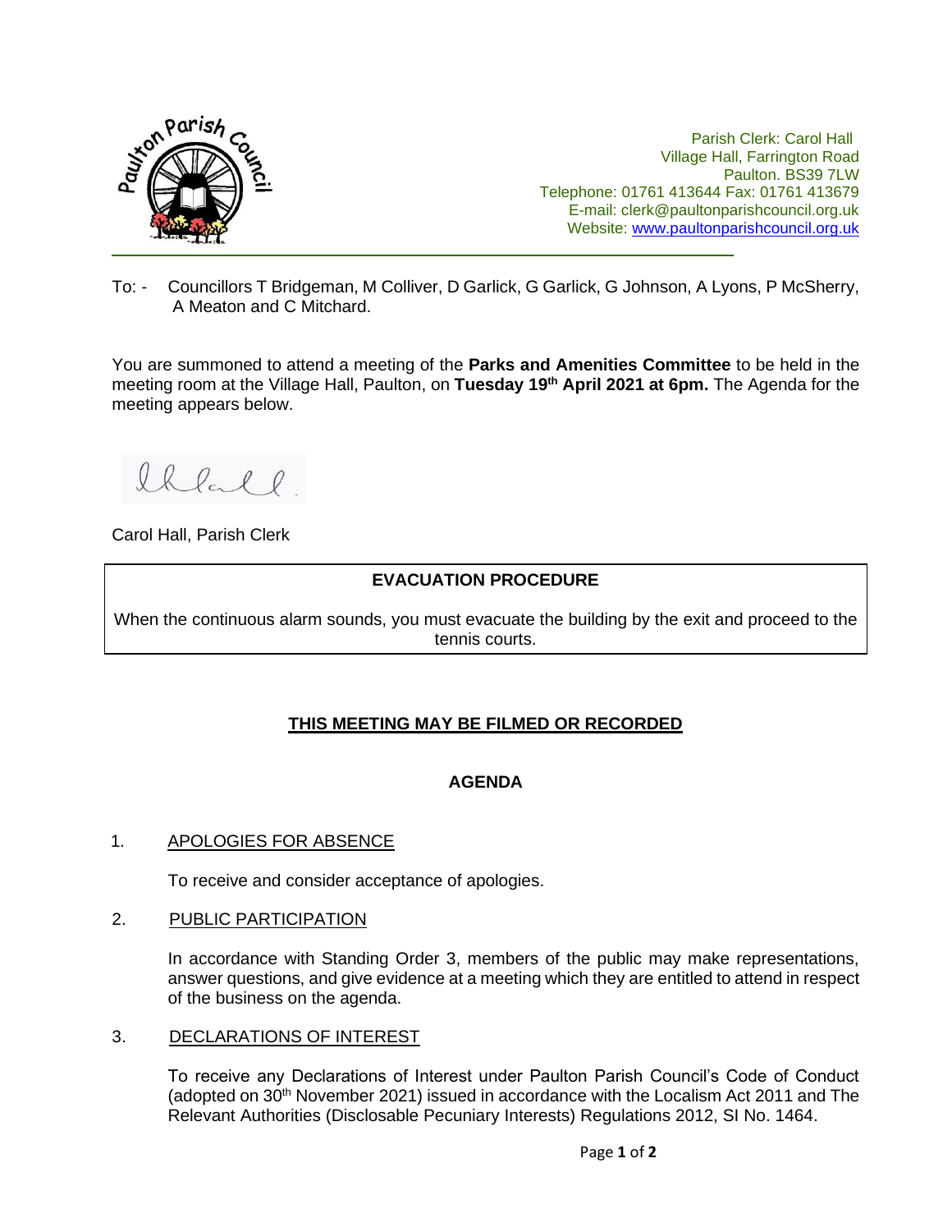Parish Clerk: Carol Hall
Village Hall, Farrington Road
Paulton. BS39 7LW
Telephone: 01761 413644 Fax: 01761 413679
E-mail: clerk@paultonparishcouncil.org.uk
Website: www.paultonparishcouncil.org.uk

---

To: - Councillors T Bridgeman, M Colliver, D Garlick, G Garlick, G Johnson, A Lyons, P McSherry, A Meaton and C Mitchard.

You are summoned to attend a meeting of the **Parks and Amenities Committee** to be held in the meeting room at the Village Hall, Paulton, on **Tuesday 19th April 2021 at 6pm.** The Agenda for the meeting appears below.

Carol Hall, Parish Clerk

| **EVACUATION PROCEDURE** |
|---|
| When the continuous alarm sounds, you must evacuate the building by the exit and proceed to the tennis courts. |

**<u>THIS MEETING MAY BE FILMED OR RECORDED</u>**

## AGENDA

1. <u>APOLOGIES FOR ABSENCE</u>

   To receive and consider acceptance of apologies.

2. <u>PUBLIC PARTICIPATION</u>

   In accordance with Standing Order 3, members of the public may make representations, answer questions, and give evidence at a meeting which they are entitled to attend in respect of the business on the agenda.

3. <u>DECLARATIONS OF INTEREST</u>

   To receive any Declarations of Interest under Paulton Parish Council's Code of Conduct (adopted on 30th November 2021) issued in accordance with the Localism Act 2011 and The Relevant Authorities (Disclosable Pecuniary Interests) Regulations 2012, SI No. 1464.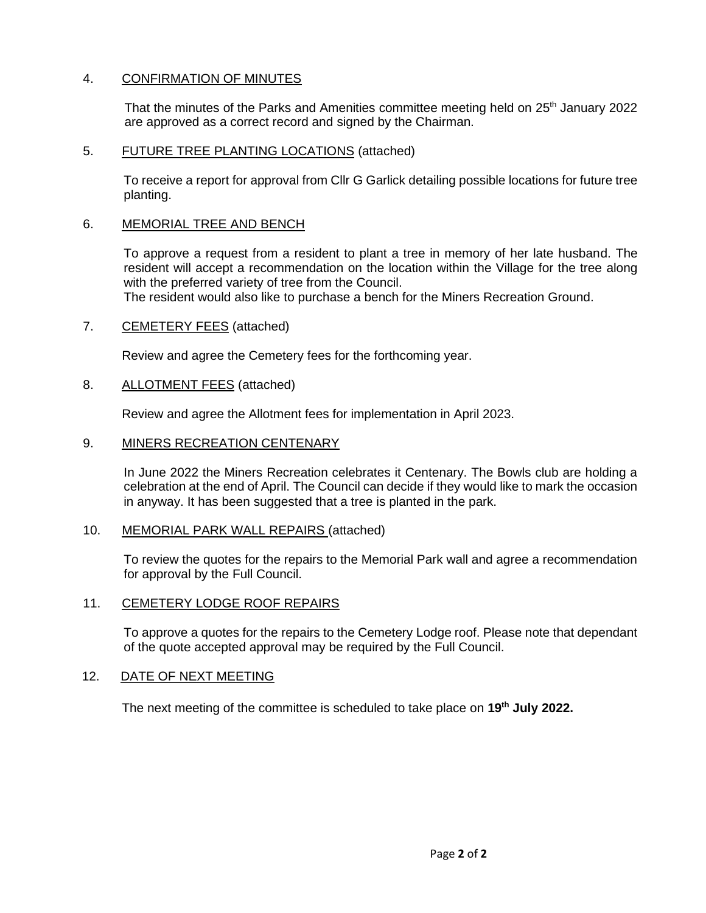4. <u>CONFIRMATION OF MINUTES</u>

That the minutes of the Parks and Amenities committee meeting held on 25th January 2022 are approved as a correct record and signed by the Chairman.

5. <u>FUTURE TREE PLANTING LOCATIONS</u> (attached)

To receive a report for approval from Cllr G Garlick detailing possible locations for future tree planting.

6. <u>MEMORIAL TREE AND BENCH</u>

To approve a request from a resident to plant a tree in memory of her late husband. The resident will accept a recommendation on the location within the Village for the tree along with the preferred variety of tree from the Council.
The resident would also like to purchase a bench for the Miners Recreation Ground.

7. <u>CEMETERY FEES</u> (attached)

Review and agree the Cemetery fees for the forthcoming year.

8. <u>ALLOTMENT FEES</u> (attached)

Review and agree the Allotment fees for implementation in April 2023.

9. <u>MINERS RECREATION CENTENARY</u>

In June 2022 the Miners Recreation celebrates it Centenary. The Bowls club are holding a celebration at the end of April. The Council can decide if they would like to mark the occasion in anyway. It has been suggested that a tree is planted in the park.

10. <u>MEMORIAL PARK WALL REPAIRS</u> (attached)

To review the quotes for the repairs to the Memorial Park wall and agree a recommendation for approval by the Full Council.

11. <u>CEMETERY LODGE ROOF REPAIRS</u>

To approve a quotes for the repairs to the Cemetery Lodge roof. Please note that dependant of the quote accepted approval may be required by the Full Council.

12. <u>DATE OF NEXT MEETING</u>

The next meeting of the committee is scheduled to take place on **19th July 2022.**